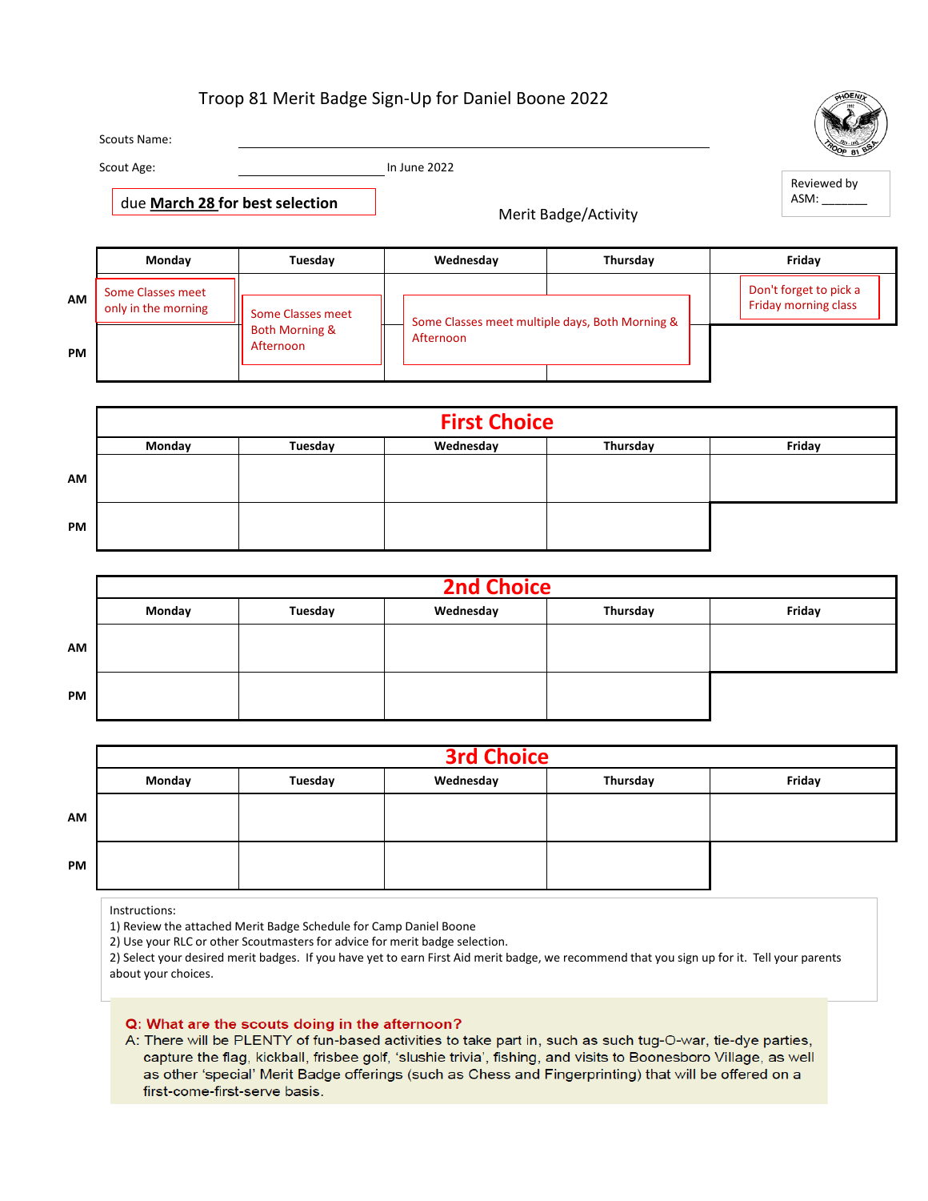# Troop 81 Merit Badge Sign-Up for Daniel Boone 2022

Scouts Name: ______________________________

Scout Age: ______________ In June 2022

**due March 28 for best selection**

Reviewed by ASM: _______

Merit Badge/Activity

| | Monday | Tuesday | Wednesday | Thursday | Friday |
|---|---|---|---|---|---|
| AM | Some Classes meet only in the morning | Some Classes meet Both Morning & Afternoon | Some Classes meet multiple days, Both Morning & Afternoon | | Don't forget to pick a Friday morning class |
| PM | | | | | |

## First Choice

| | Monday | Tuesday | Wednesday | Thursday | Friday |
|---|---|---|---|---|---|
| AM | | | | | |
| PM | | | | | |

## 2nd Choice

| | Monday | Tuesday | Wednesday | Thursday | Friday |
|---|---|---|---|---|---|
| AM | | | | | |
| PM | | | | | |

## 3rd Choice

| | Monday | Tuesday | Wednesday | Thursday | Friday |
|---|---|---|---|---|---|
| AM | | | | | |
| PM | | | | | |

Instructions:
1) Review the attached Merit Badge Schedule for Camp Daniel Boone
2) Use your RLC or other Scoutmasters for advice for merit badge selection.
2) Select your desired merit badges. If you have yet to earn First Aid merit badge, we recommend that you sign up for it. Tell your parents about your choices.

**Q: What are the scouts doing in the afternoon?**
A: There will be PLENTY of fun-based activities to take part in, such as such tug-O-war, tie-dye parties, capture the flag, kickball, frisbee golf, 'slushie trivia', fishing, and visits to Boonesboro Village, as well as other 'special' Merit Badge offerings (such as Chess and Fingerprinting) that will be offered on a first-come-first-serve basis.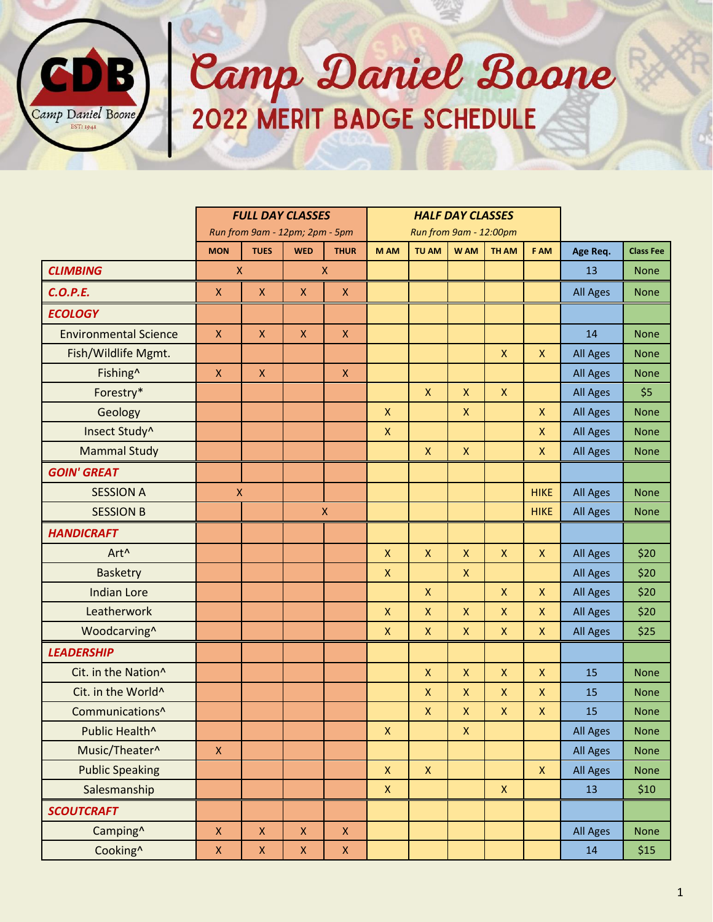# Camp Daniel Boone

## 2022 MERIT BADGE SCHEDULE

| | FULL DAY CLASSES Run from 9am - 12pm; 2pm - 5pm | | | | HALF DAY CLASSES Run from 9am - 12:00pm | | | | | | |
|---|---|---|---|---|---|---|---|---|---|---|---|
| | MON | TUES | WED | THUR | M AM | TU AM | W AM | TH AM | F AM | Age Req. | Class Fee |
| ***CLIMBING*** | X | | X | | | | | | | 13 | None |
| ***C.O.P.E.*** | X | X | X | X | | | | | | All Ages | None |
| ***ECOLOGY*** | | | | | | | | | | | |
| Environmental Science | X | X | X | X | | | | | | 14 | None |
| Fish/Wildlife Mgmt. | | | | | | | | X | X | All Ages | None |
| Fishing^ | X | X | | X | | | | | | All Ages | None |
| Forestry* | | | | | | X | X | X | | All Ages | $5 |
| Geology | | | | | X | | X | | X | All Ages | None |
| Insect Study^ | | | | | X | | | | X | All Ages | None |
| Mammal Study | | | | | | X | X | | X | All Ages | None |
| ***GOIN' GREAT*** | | | | | | | | | | | |
| SESSION A | X | | | | | | | | HIKE | All Ages | None |
| SESSION B | | | X | | | | | | HIKE | All Ages | None |
| ***HANDICRAFT*** | | | | | | | | | | | |
| Art^ | | | | | X | X | X | X | X | All Ages | $20 |
| Basketry | | | | | X | | X | | | All Ages | $20 |
| Indian Lore | | | | | | X | | X | X | All Ages | $20 |
| Leatherwork | | | | | X | X | X | X | X | All Ages | $20 |
| Woodcarving^ | | | | | X | X | X | X | X | All Ages | $25 |
| ***LEADERSHIP*** | | | | | | | | | | | |
| Cit. in the Nation^ | | | | | | X | X | X | X | 15 | None |
| Cit. in the World^ | | | | | | X | X | X | X | 15 | None |
| Communications^ | | | | | | X | X | X | X | 15 | None |
| Public Health^ | | | | | X | | X | | | All Ages | None |
| Music/Theater^ | X | | | | | | | | | All Ages | None |
| Public Speaking | | | | | X | X | | | X | All Ages | None |
| Salesmanship | | | | | X | | | X | | 13 | $10 |
| ***SCOUTCRAFT*** | | | | | | | | | | | |
| Camping^ | X | X | X | X | | | | | | All Ages | None |
| Cooking^ | X | X | X | X | | | | | | 14 | $15 |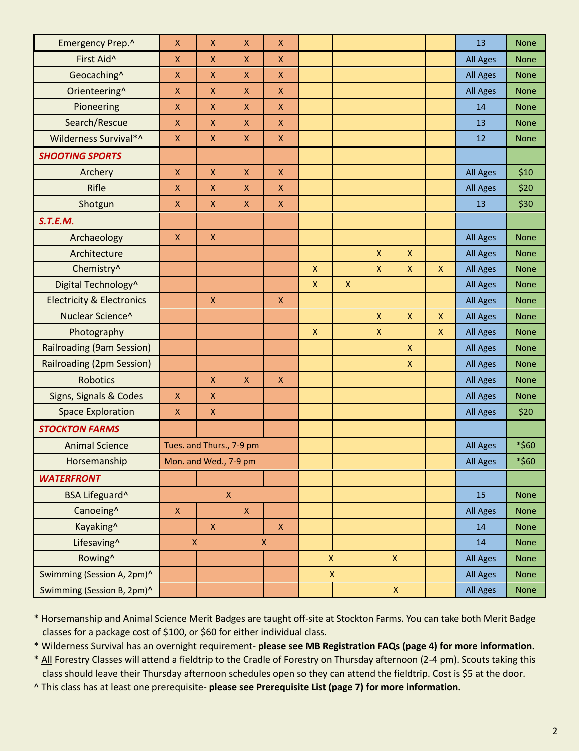| | | | | | | | | | | | |
|---|---|---|---|---|---|---|---|---|---|---|---|
| Emergency Prep.^ | X | X | X | X | | | | | | 13 | None |
| First Aid^ | X | X | X | X | | | | | | All Ages | None |
| Geocaching^ | X | X | X | X | | | | | | All Ages | None |
| Orienteering^ | X | X | X | X | | | | | | All Ages | None |
| Pioneering | X | X | X | X | | | | | | 14 | None |
| Search/Rescue | X | X | X | X | | | | | | 13 | None |
| Wilderness Survival*^ | X | X | X | X | | | | | | 12 | None |
| ***SHOOTING SPORTS*** | | | | | | | | | | | |
| Archery | X | X | X | X | | | | | | All Ages | $10 |
| Rifle | X | X | X | X | | | | | | All Ages | $20 |
| Shotgun | X | X | X | X | | | | | | 13 | $30 |
| ***S.T.E.M.*** | | | | | | | | | | | |
| Archaeology | X | X | | | | | | | | All Ages | None |
| Architecture | | | | | | | X | X | | All Ages | None |
| Chemistry^ | | | | | X | | X | X | X | All Ages | None |
| Digital Technology^ | | | | | X | X | | | | All Ages | None |
| Electricity & Electronics | | X | | X | | | | | | All Ages | None |
| Nuclear Science^ | | | | | | | X | X | X | All Ages | None |
| Photography | | | | | X | | X | | X | All Ages | None |
| Railroading (9am Session) | | | | | | | | X | | All Ages | None |
| Railroading (2pm Session) | | | | | | | | X | | All Ages | None |
| Robotics | | X | X | X | | | | | | All Ages | None |
| Signs, Signals & Codes | X | X | | | | | | | | All Ages | None |
| Space Exploration | X | X | | | | | | | | All Ages | $20 |
| ***STOCKTON FARMS*** | | | | | | | | | | | |
| Animal Science | Tues. and Thurs., 7-9 pm | | | | | | | | | All Ages | *$60 |
| Horsemanship | Mon. and Wed., 7-9 pm | | | | | | | | | All Ages | *$60 |
| ***WATERFRONT*** | | | | | | | | | | | |
| BSA Lifeguard^ | X | | | | | | | | | 15 | None |
| Canoeing^ | X | | X | | | | | | | All Ages | None |
| Kayaking^ | | X | | X | | | | | | 14 | None |
| Lifesaving^ | X | | X | | | | | | | 14 | None |
| Rowing^ | | | | | X | | X | | | All Ages | None |
| Swimming (Session A, 2pm)^ | | | | | X | | | | | All Ages | None |
| Swimming (Session B, 2pm)^ | | | | | | | X | | | All Ages | None |

* Horsemanship and Animal Science Merit Badges are taught off-site at Stockton Farms. You can take both Merit Badge classes for a package cost of $100, or $60 for either individual class.
* Wilderness Survival has an overnight requirement- **please see MB Registration FAQs (page 4) for more information.**
* All Forestry Classes will attend a fieldtrip to the Cradle of Forestry on Thursday afternoon (2-4 pm). Scouts taking this class should leave their Thursday afternoon schedules open so they can attend the fieldtrip. Cost is $5 at the door.

^ This class has at least one prerequisite- **please see Prerequisite List (page 7) for more information.**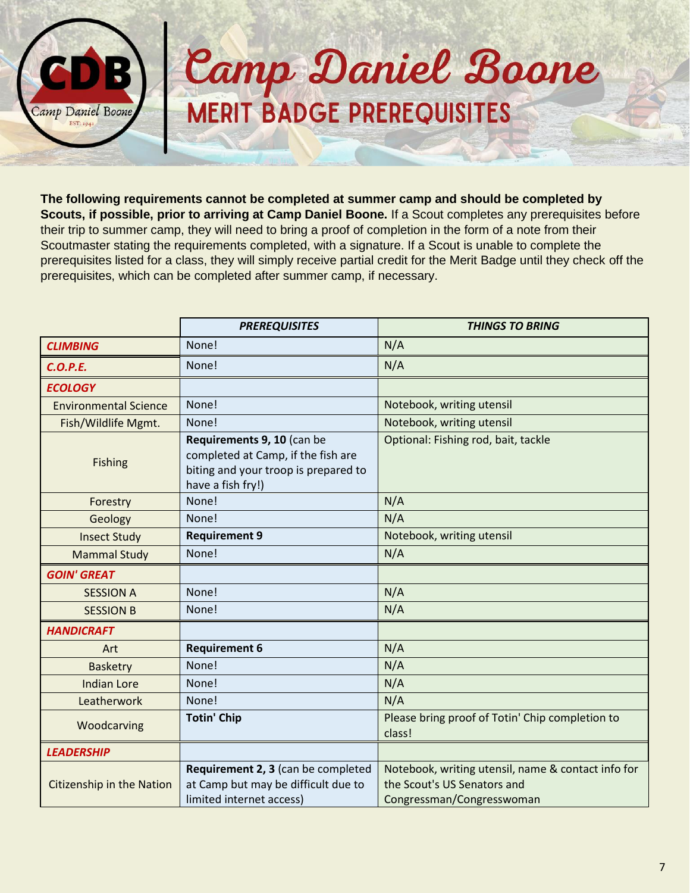# Camp Daniel Boone

## MERIT BADGE PREREQUISITES

**The following requirements cannot be completed at summer camp and should be completed by Scouts, if possible, prior to arriving at Camp Daniel Boone.** If a Scout completes any prerequisites before their trip to summer camp, they will need to bring a proof of completion in the form of a note from their Scoutmaster stating the requirements completed, with a signature. If a Scout is unable to complete the prerequisites listed for a class, they will simply receive partial credit for the Merit Badge until they check off the prerequisites, which can be completed after summer camp, if necessary.

| | ***PREREQUISITES*** | ***THINGS TO BRING*** |
|---|---|---|
| ***CLIMBING*** | None! | N/A |
| ***C.O.P.E.*** | None! | N/A |
| ***ECOLOGY*** | | |
| Environmental Science | None! | Notebook, writing utensil |
| Fish/Wildlife Mgmt. | None! | Notebook, writing utensil |
| Fishing | **Requirements 9, 10** (can be completed at Camp, if the fish are biting and your troop is prepared to have a fish fry!) | Optional: Fishing rod, bait, tackle |
| Forestry | None! | N/A |
| Geology | None! | N/A |
| Insect Study | **Requirement 9** | Notebook, writing utensil |
| Mammal Study | None! | N/A |
| ***GOIN' GREAT*** | | |
| SESSION A | None! | N/A |
| SESSION B | None! | N/A |
| ***HANDICRAFT*** | | |
| Art | **Requirement 6** | N/A |
| Basketry | None! | N/A |
| Indian Lore | None! | N/A |
| Leatherwork | None! | N/A |
| Woodcarving | **Totin' Chip** | Please bring proof of Totin' Chip completion to class! |
| ***LEADERSHIP*** | | |
| Citizenship in the Nation | **Requirement 2, 3** (can be completed at Camp but may be difficult due to limited internet access) | Notebook, writing utensil, name & contact info for the Scout's US Senators and Congressman/Congresswoman |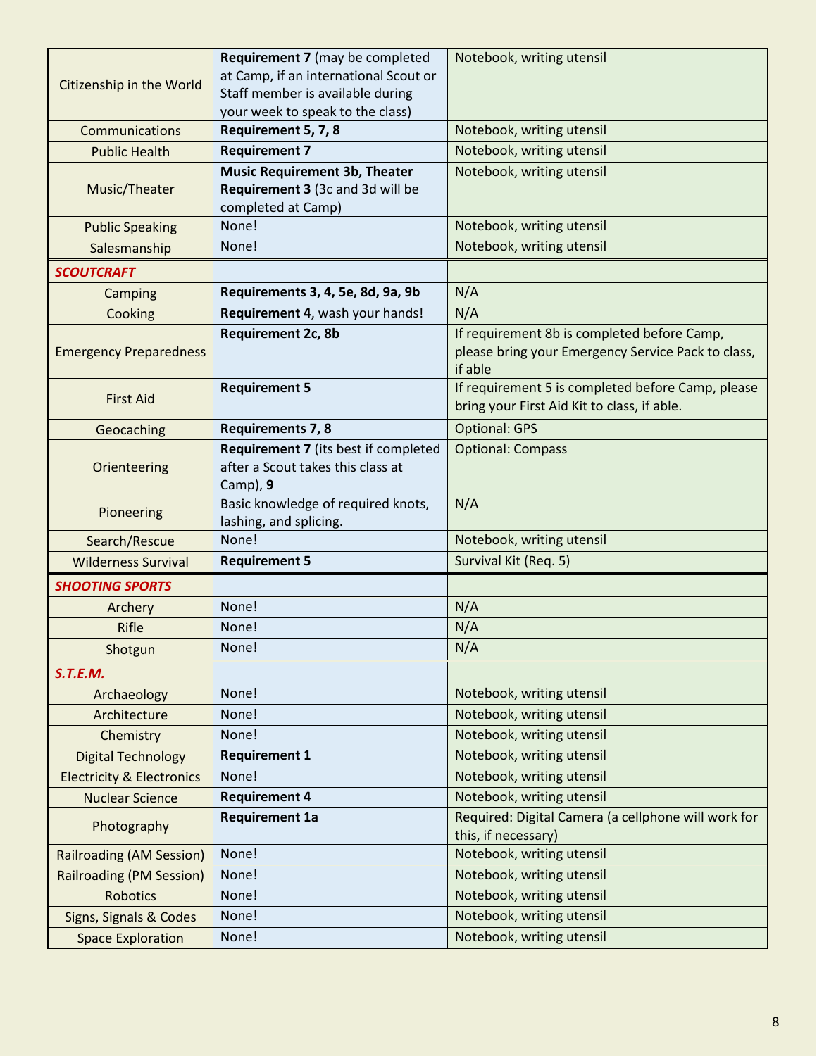| | | |
|---|---|---|
| Citizenship in the World | **Requirement 7** (may be completed at Camp, if an international Scout or Staff member is available during your week to speak to the class) | Notebook, writing utensil |
| Communications | **Requirement 5, 7, 8** | Notebook, writing utensil |
| Public Health | **Requirement 7** | Notebook, writing utensil |
| Music/Theater | **Music Requirement 3b, Theater Requirement 3** (3c and 3d will be completed at Camp) | Notebook, writing utensil |
| Public Speaking | None! | Notebook, writing utensil |
| Salesmanship | None! | Notebook, writing utensil |
| ***SCOUTCRAFT*** | | |
| Camping | **Requirements 3, 4, 5e, 8d, 9a, 9b** | N/A |
| Cooking | **Requirement 4**, wash your hands! | N/A |
| Emergency Preparedness | **Requirement 2c, 8b** | If requirement 8b is completed before Camp, please bring your Emergency Service Pack to class, if able |
| First Aid | **Requirement 5** | If requirement 5 is completed before Camp, please bring your First Aid Kit to class, if able. |
| Geocaching | **Requirements 7, 8** | Optional: GPS |
| Orienteering | **Requirement 7** (its best if completed after a Scout takes this class at Camp), **9** | Optional: Compass |
| Pioneering | Basic knowledge of required knots, lashing, and splicing. | N/A |
| Search/Rescue | None! | Notebook, writing utensil |
| Wilderness Survival | **Requirement 5** | Survival Kit (Req. 5) |
| ***SHOOTING SPORTS*** | | |
| Archery | None! | N/A |
| Rifle | None! | N/A |
| Shotgun | None! | N/A |
| ***S.T.E.M.*** | | |
| Archaeology | None! | Notebook, writing utensil |
| Architecture | None! | Notebook, writing utensil |
| Chemistry | None! | Notebook, writing utensil |
| Digital Technology | **Requirement 1** | Notebook, writing utensil |
| Electricity & Electronics | None! | Notebook, writing utensil |
| Nuclear Science | **Requirement 4** | Notebook, writing utensil |
| Photography | **Requirement 1a** | Required: Digital Camera (a cellphone will work for this, if necessary) |
| Railroading (AM Session) | None! | Notebook, writing utensil |
| Railroading (PM Session) | None! | Notebook, writing utensil |
| Robotics | None! | Notebook, writing utensil |
| Signs, Signals & Codes | None! | Notebook, writing utensil |
| Space Exploration | None! | Notebook, writing utensil |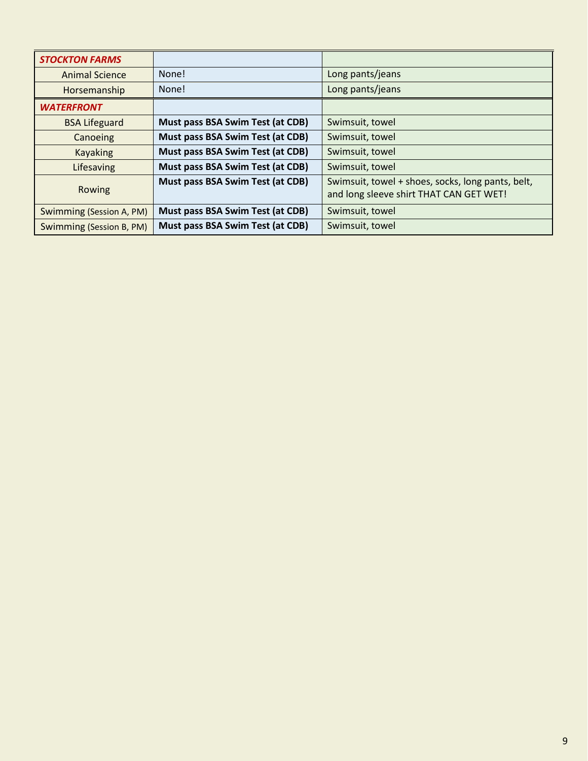| | | |
|---|---|---|
| ***STOCKTON FARMS*** | | |
| Animal Science | None! | Long pants/jeans |
| Horsemanship | None! | Long pants/jeans |
| ***WATERFRONT*** | | |
| BSA Lifeguard | **Must pass BSA Swim Test (at CDB)** | Swimsuit, towel |
| Canoeing | **Must pass BSA Swim Test (at CDB)** | Swimsuit, towel |
| Kayaking | **Must pass BSA Swim Test (at CDB)** | Swimsuit, towel |
| Lifesaving | **Must pass BSA Swim Test (at CDB)** | Swimsuit, towel |
| Rowing | **Must pass BSA Swim Test (at CDB)** | Swimsuit, towel + shoes, socks, long pants, belt, and long sleeve shirt THAT CAN GET WET! |
| Swimming (Session A, PM) | **Must pass BSA Swim Test (at CDB)** | Swimsuit, towel |
| Swimming (Session B, PM) | **Must pass BSA Swim Test (at CDB)** | Swimsuit, towel |